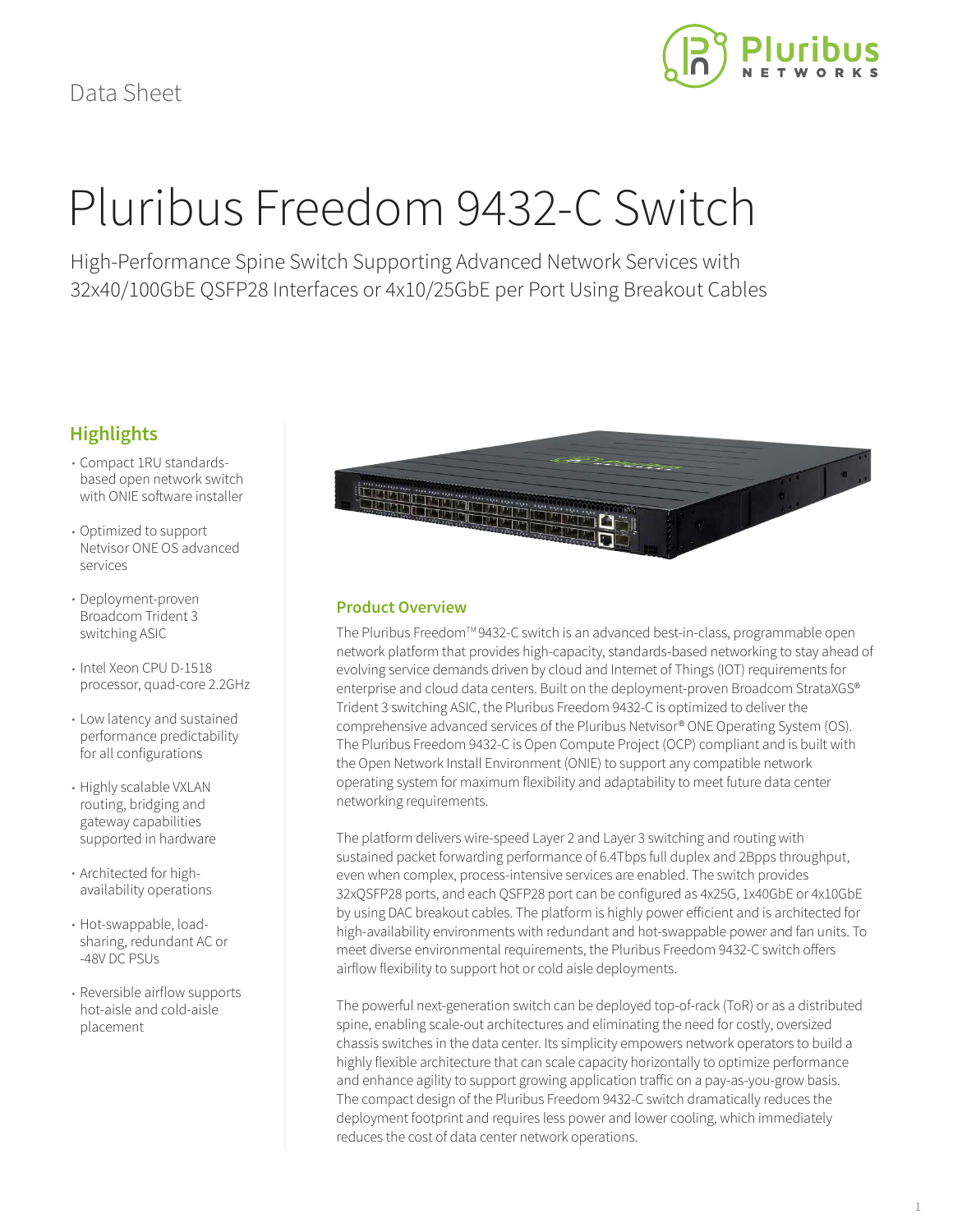Data Sheet

# Pluribus Freedom 9432-C Switch

High-Performance Spine Switch Supporting Advanced Network Services with 32x40/100GbE QSFP28 Interfaces or 4x10/25GbE per Port Using Breakout Cables

## Highlights

- Compact 1RU standards-based open network switch with ONIE software installer
- Optimized to support Netvisor ONE OS advanced services
- Deployment-proven Broadcom Trident 3 switching ASIC
- Intel Xeon CPU D-1518 processor, quad-core 2.2GHz
- Low latency and sustained performance predictability for all configurations
- Highly scalable VXLAN routing, bridging and gateway capabilities supported in hardware
- Architected for high-availability operations
- Hot-swappable, load-sharing, redundant AC or -48V DC PSUs
- Reversible airflow supports hot-aisle and cold-aisle placement

## Product Overview

The Pluribus Freedom™ 9432-C switch is an advanced best-in-class, programmable open network platform that provides high-capacity, standards-based networking to stay ahead of evolving service demands driven by cloud and Internet of Things (IOT) requirements for enterprise and cloud data centers. Built on the deployment-proven Broadcom StrataXGS® Trident 3 switching ASIC, the Pluribus Freedom 9432-C is optimized to deliver the comprehensive advanced services of the Pluribus Netvisor® ONE Operating System (OS). The Pluribus Freedom 9432-C is Open Compute Project (OCP) compliant and is built with the Open Network Install Environment (ONIE) to support any compatible network operating system for maximum flexibility and adaptability to meet future data center networking requirements.

The platform delivers wire-speed Layer 2 and Layer 3 switching and routing with sustained packet forwarding performance of 6.4Tbps full duplex and 2Bpps throughput, even when complex, process-intensive services are enabled. The switch provides 32xQSFP28 ports, and each QSFP28 port can be configured as 4x25G, 1x40GbE or 4x10GbE by using DAC breakout cables. The platform is highly power efficient and is architected for high-availability environments with redundant and hot-swappable power and fan units. To meet diverse environmental requirements, the Pluribus Freedom 9432-C switch offers airflow flexibility to support hot or cold aisle deployments.

The powerful next-generation switch can be deployed top-of-rack (ToR) or as a distributed spine, enabling scale-out architectures and eliminating the need for costly, oversized chassis switches in the data center. Its simplicity empowers network operators to build a highly flexible architecture that can scale capacity horizontally to optimize performance and enhance agility to support growing application traffic on a pay-as-you-grow basis. The compact design of the Pluribus Freedom 9432-C switch dramatically reduces the deployment footprint and requires less power and lower cooling, which immediately reduces the cost of data center network operations.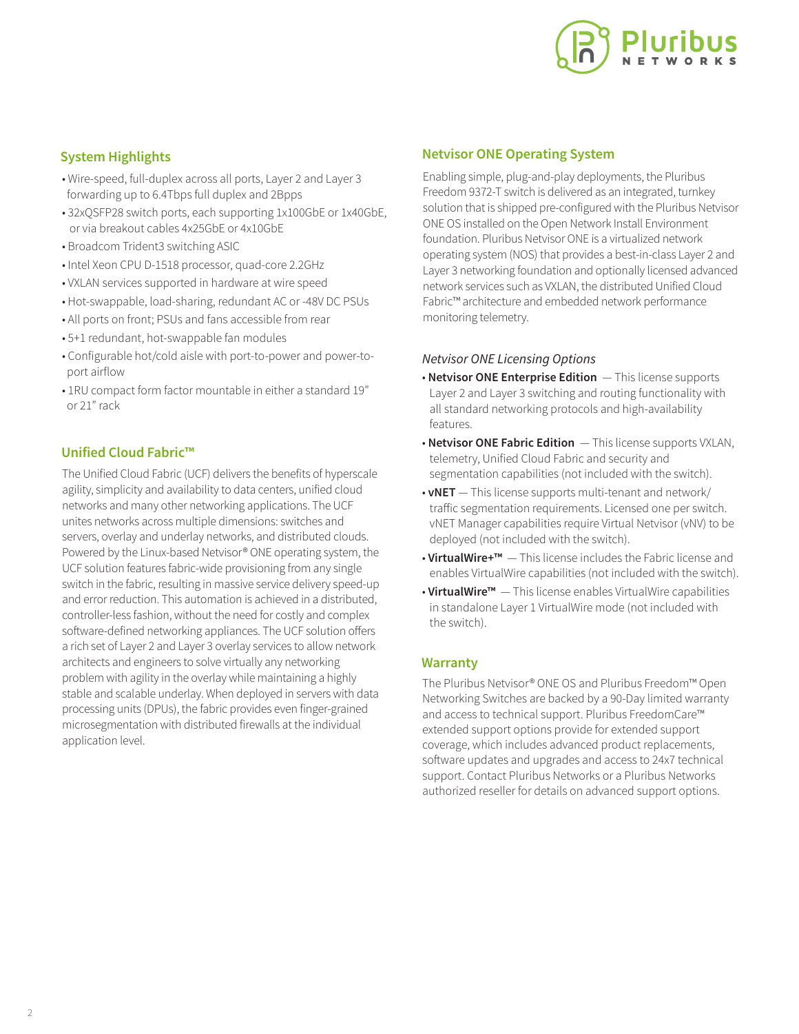## System Highlights

- Wire-speed, full-duplex across all ports, Layer 2 and Layer 3 forwarding up to 6.4Tbps full duplex and 2Bpps
- 32xQSFP28 switch ports, each supporting 1x100GbE or 1x40GbE, or via breakout cables 4x25GbE or 4x10GbE
- Broadcom Trident3 switching ASIC
- Intel Xeon CPU D-1518 processor, quad-core 2.2GHz
- VXLAN services supported in hardware at wire speed
- Hot-swappable, load-sharing, redundant AC or -48V DC PSUs
- All ports on front; PSUs and fans accessible from rear
- 5+1 redundant, hot-swappable fan modules
- Configurable hot/cold aisle with port-to-power and power-to-port airflow
- 1RU compact form factor mountable in either a standard 19" or 21" rack

## Unified Cloud Fabric™

The Unified Cloud Fabric (UCF) delivers the benefits of hyperscale agility, simplicity and availability to data centers, unified cloud networks and many other networking applications. The UCF unites networks across multiple dimensions: switches and servers, overlay and underlay networks, and distributed clouds. Powered by the Linux-based Netvisor® ONE operating system, the UCF solution features fabric-wide provisioning from any single switch in the fabric, resulting in massive service delivery speed-up and error reduction. This automation is achieved in a distributed, controller-less fashion, without the need for costly and complex software-defined networking appliances. The UCF solution offers a rich set of Layer 2 and Layer 3 overlay services to allow network architects and engineers to solve virtually any networking problem with agility in the overlay while maintaining a highly stable and scalable underlay. When deployed in servers with data processing units (DPUs), the fabric provides even finger-grained microsegmentation with distributed firewalls at the individual application level.

## Netvisor ONE Operating System

Enabling simple, plug-and-play deployments, the Pluribus Freedom 9372-T switch is delivered as an integrated, turnkey solution that is shipped pre-configured with the Pluribus Netvisor ONE OS installed on the Open Network Install Environment foundation. Pluribus Netvisor ONE is a virtualized network operating system (NOS) that provides a best-in-class Layer 2 and Layer 3 networking foundation and optionally licensed advanced network services such as VXLAN, the distributed Unified Cloud Fabric™ architecture and embedded network performance monitoring telemetry.

### *Netvisor ONE Licensing Options*

- **Netvisor ONE Enterprise Edition** — This license supports Layer 2 and Layer 3 switching and routing functionality with all standard networking protocols and high-availability features.
- **Netvisor ONE Fabric Edition** — This license supports VXLAN, telemetry, Unified Cloud Fabric and security and segmentation capabilities (not included with the switch).
- **vNET** — This license supports multi-tenant and network/traffic segmentation requirements. Licensed one per switch. vNET Manager capabilities require Virtual Netvisor (vNV) to be deployed (not included with the switch).
- **VirtualWire+™** — This license includes the Fabric license and enables VirtualWire capabilities (not included with the switch).
- **VirtualWire™** — This license enables VirtualWire capabilities in standalone Layer 1 VirtualWire mode (not included with the switch).

## Warranty

The Pluribus Netvisor® ONE OS and Pluribus Freedom™ Open Networking Switches are backed by a 90-Day limited warranty and access to technical support. Pluribus FreedomCare™ extended support options provide for extended support coverage, which includes advanced product replacements, software updates and upgrades and access to 24x7 technical support. Contact Pluribus Networks or a Pluribus Networks authorized reseller for details on advanced support options.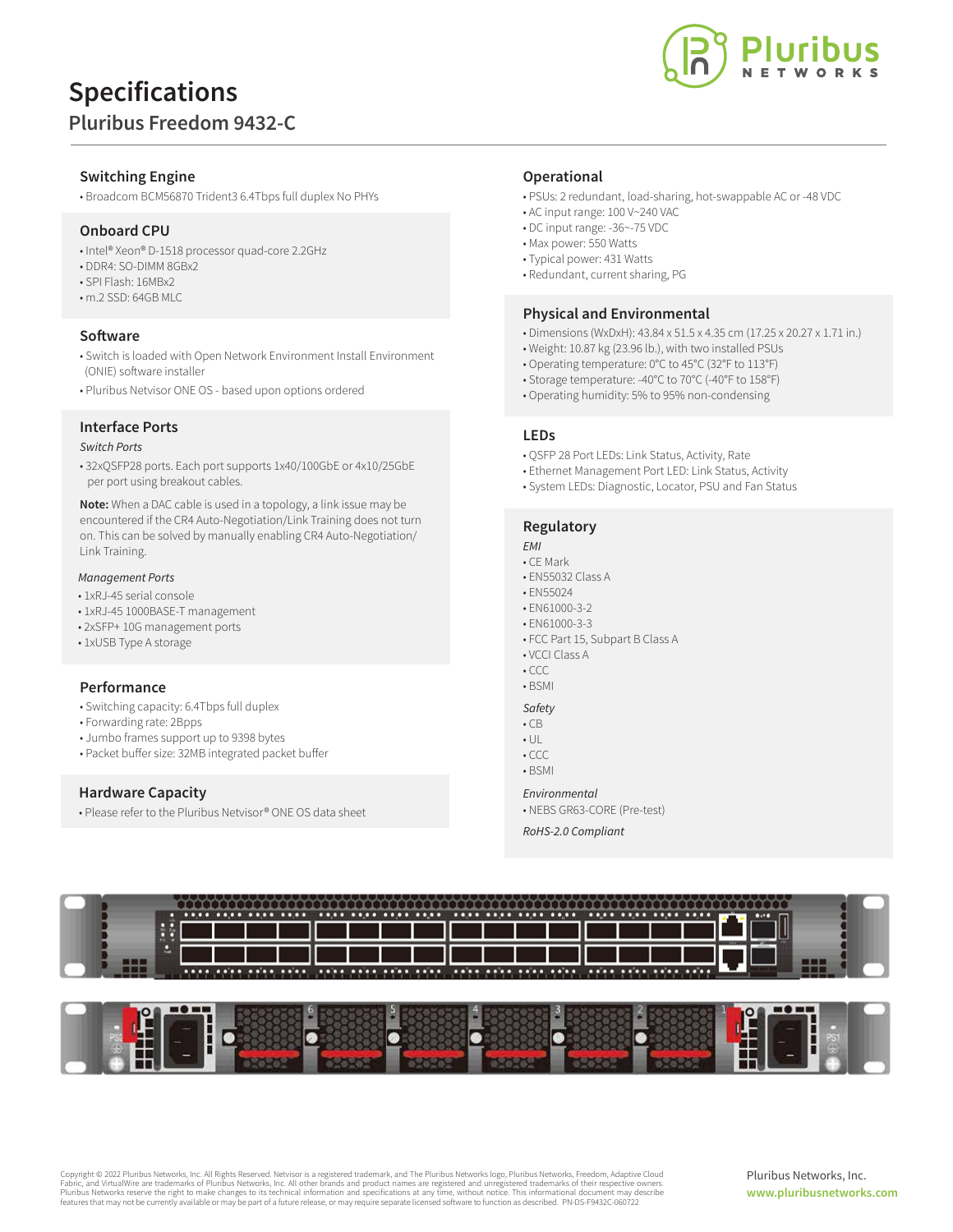# Specifications

## Pluribus Freedom 9432-C

### Switching Engine

- Broadcom BCM56870 Trident3 6.4Tbps full duplex No PHYs

### Onboard CPU

- Intel® Xeon® D-1518 processor quad-core 2.2GHz
- DDR4: SO-DIMM 8GBx2
- SPI Flash: 16MBx2
- m.2 SSD: 64GB MLC

### Software

- Switch is loaded with Open Network Environment Install Environment (ONIE) software installer
- Pluribus Netvisor ONE OS - based upon options ordered

### Interface Ports

*Switch Ports*

- 32xQSFP28 ports. Each port supports 1x40/100GbE or 4x10/25GbE per port using breakout cables.

**Note:** When a DAC cable is used in a topology, a link issue may be encountered if the CR4 Auto-Negotiation/Link Training does not turn on. This can be solved by manually enabling CR4 Auto-Negotiation/ Link Training.

*Management Ports*

- 1xRJ-45 serial console
- 1xRJ-45 1000BASE-T management
- 2xSFP+ 10G management ports
- 1xUSB Type A storage

### Performance

- Switching capacity: 6.4Tbps full duplex
- Forwarding rate: 2Bpps
- Jumbo frames support up to 9398 bytes
- Packet buffer size: 32MB integrated packet buffer

### Hardware Capacity

- Please refer to the Pluribus Netvisor® ONE OS data sheet

### Operational

- PSUs: 2 redundant, load-sharing, hot-swappable AC or -48 VDC
- AC input range: 100 V~240 VAC
- DC input range: -36~-75 VDC
- Max power: 550 Watts
- Typical power: 431 Watts
- Redundant, current sharing, PG

### Physical and Environmental

- Dimensions (WxDxH): 43.84 x 51.5 x 4.35 cm (17.25 x 20.27 x 1.71 in.)
- Weight: 10.87 kg (23.96 lb.), with two installed PSUs
- Operating temperature: 0°C to 45°C (32°F to 113°F)
- Storage temperature: -40°C to 70°C (-40°F to 158°F)
- Operating humidity: 5% to 95% non-condensing

### LEDs

- QSFP 28 Port LEDs: Link Status, Activity, Rate
- Ethernet Management Port LED: Link Status, Activity
- System LEDs: Diagnostic, Locator, PSU and Fan Status

### Regulatory

*EMI*

- CE Mark
- EN55032 Class A
- EN55024
- EN61000-3-2
- EN61000-3-3
- FCC Part 15, Subpart B Class A
- VCCI Class A
- CCC
- BSMI

*Safety*

- CB
- UL
- CCC
- BSMI

*Environmental*

- NEBS GR63-CORE (Pre-test)

*RoHS-2.0 Compliant*

Copyright © 2022 Pluribus Networks, Inc. All Rights Reserved. Netvisor is a registered trademark, and The Pluribus Networks logo, Pluribus Networks, Freedom, Adaptive Cloud Fabric, and VirtualWire are trademarks of Pluribus Networks, Inc. All other brands and product names are registered and unregistered trademarks of their respective owners. Pluribus Networks reserve the right to make changes to its technical information and specifications at any time, without notice. This informational document may describe features that may not be currently available or may be part of a future release, or may require separate licensed software to function as described. PN-DS-F9432C-060722

Pluribus Networks, Inc.
www.pluribusnetworks.com